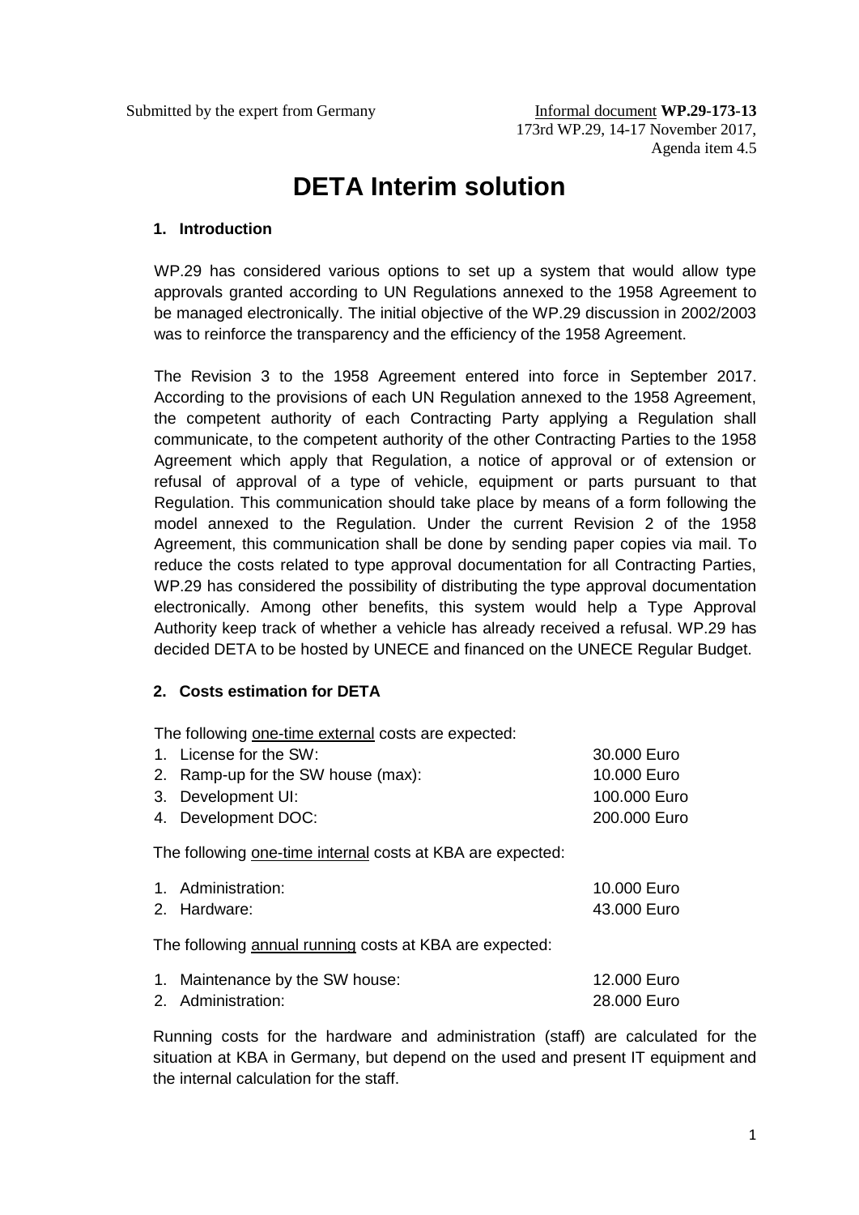Submitted by the expert from Germany

Informal document **WP.29-173-13**
173rd WP.29, 14-17 November 2017,
Agenda item 4.5

# DETA Interim solution

## 1. Introduction

WP.29 has considered various options to set up a system that would allow type approvals granted according to UN Regulations annexed to the 1958 Agreement to be managed electronically. The initial objective of the WP.29 discussion in 2002/2003 was to reinforce the transparency and the efficiency of the 1958 Agreement.

The Revision 3 to the 1958 Agreement entered into force in September 2017. According to the provisions of each UN Regulation annexed to the 1958 Agreement, the competent authority of each Contracting Party applying a Regulation shall communicate, to the competent authority of the other Contracting Parties to the 1958 Agreement which apply that Regulation, a notice of approval or of extension or refusal of approval of a type of vehicle, equipment or parts pursuant to that Regulation. This communication should take place by means of a form following the model annexed to the Regulation. Under the current Revision 2 of the 1958 Agreement, this communication shall be done by sending paper copies via mail. To reduce the costs related to type approval documentation for all Contracting Parties, WP.29 has considered the possibility of distributing the type approval documentation electronically. Among other benefits, this system would help a Type Approval Authority keep track of whether a vehicle has already received a refusal. WP.29 has decided DETA to be hosted by UNECE and financed on the UNECE Regular Budget.

## 2. Costs estimation for DETA

The following one-time external costs are expected:

| | |
|---|---|
| 1. License for the SW: | 30.000 Euro |
| 2. Ramp-up for the SW house (max): | 10.000 Euro |
| 3. Development UI: | 100.000 Euro |
| 4. Development DOC: | 200.000 Euro |

The following one-time internal costs at KBA are expected:

| | |
|---|---|
| 1. Administration: | 10.000 Euro |
| 2. Hardware: | 43.000 Euro |

The following annual running costs at KBA are expected:

| | |
|---|---|
| 1. Maintenance by the SW house: | 12.000 Euro |
| 2. Administration: | 28.000 Euro |

Running costs for the hardware and administration (staff) are calculated for the situation at KBA in Germany, but depend on the used and present IT equipment and the internal calculation for the staff.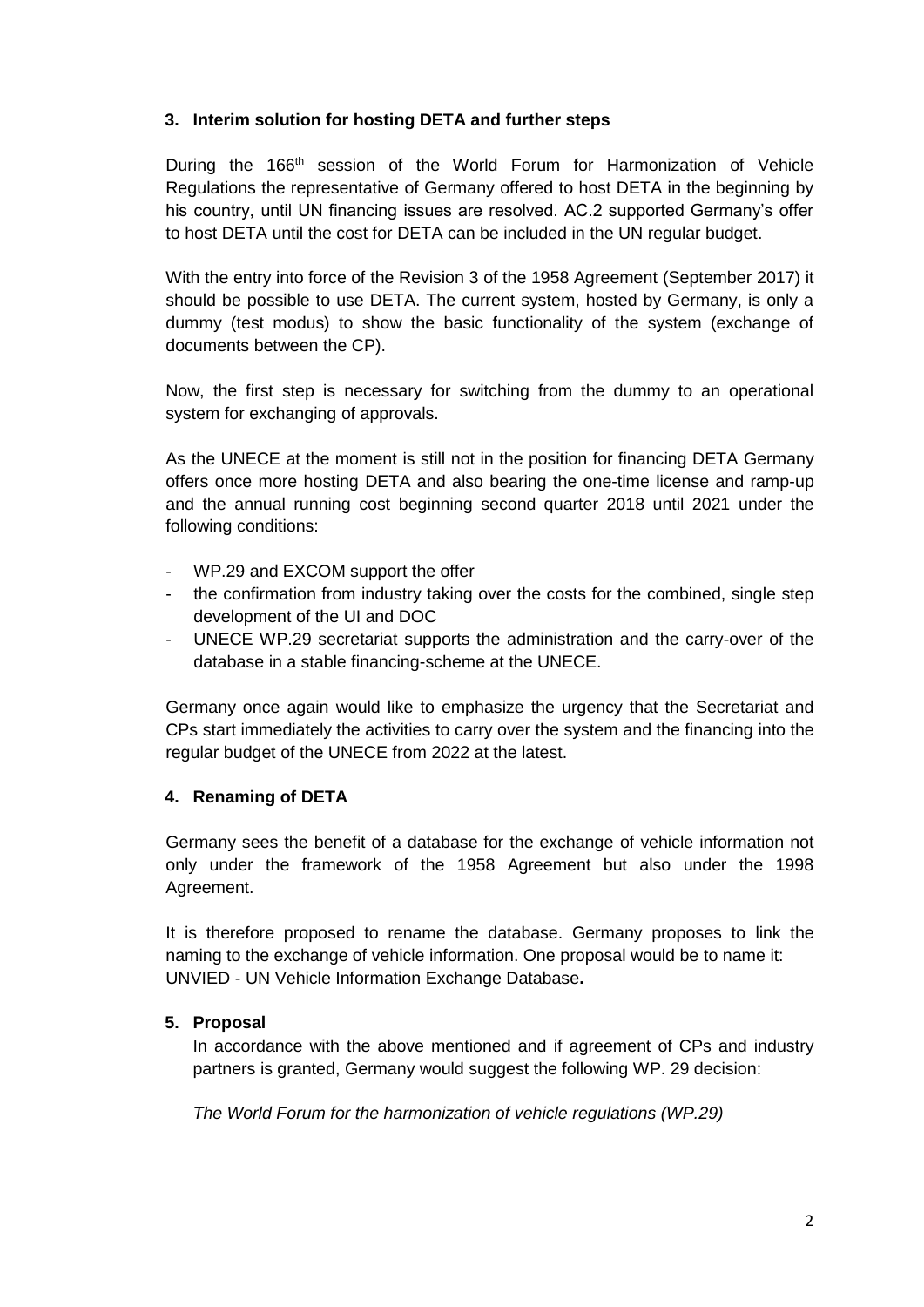## 3. Interim solution for hosting DETA and further steps

During the 166[th] session of the World Forum for Harmonization of Vehicle Regulations the representative of Germany offered to host DETA in the beginning by his country, until UN financing issues are resolved. AC.2 supported Germany's offer to host DETA until the cost for DETA can be included in the UN regular budget.

With the entry into force of the Revision 3 of the 1958 Agreement (September 2017) it should be possible to use DETA. The current system, hosted by Germany, is only a dummy (test modus) to show the basic functionality of the system (exchange of documents between the CP).

Now, the first step is necessary for switching from the dummy to an operational system for exchanging of approvals.

As the UNECE at the moment is still not in the position for financing DETA Germany offers once more hosting DETA and also bearing the one-time license and ramp-up and the annual running cost beginning second quarter 2018 until 2021 under the following conditions:

- WP.29 and EXCOM support the offer
- the confirmation from industry taking over the costs for the combined, single step development of the UI and DOC
- UNECE WP.29 secretariat supports the administration and the carry-over of the database in a stable financing-scheme at the UNECE.

Germany once again would like to emphasize the urgency that the Secretariat and CPs start immediately the activities to carry over the system and the financing into the regular budget of the UNECE from 2022 at the latest.

## 4. Renaming of DETA

Germany sees the benefit of a database for the exchange of vehicle information not only under the framework of the 1958 Agreement but also under the 1998 Agreement.

It is therefore proposed to rename the database. Germany proposes to link the naming to the exchange of vehicle information. One proposal would be to name it: UNVIED - UN Vehicle Information Exchange Database**.**

## 5. Proposal

In accordance with the above mentioned and if agreement of CPs and industry partners is granted, Germany would suggest the following WP. 29 decision:

*The World Forum for the harmonization of vehicle regulations (WP.29)*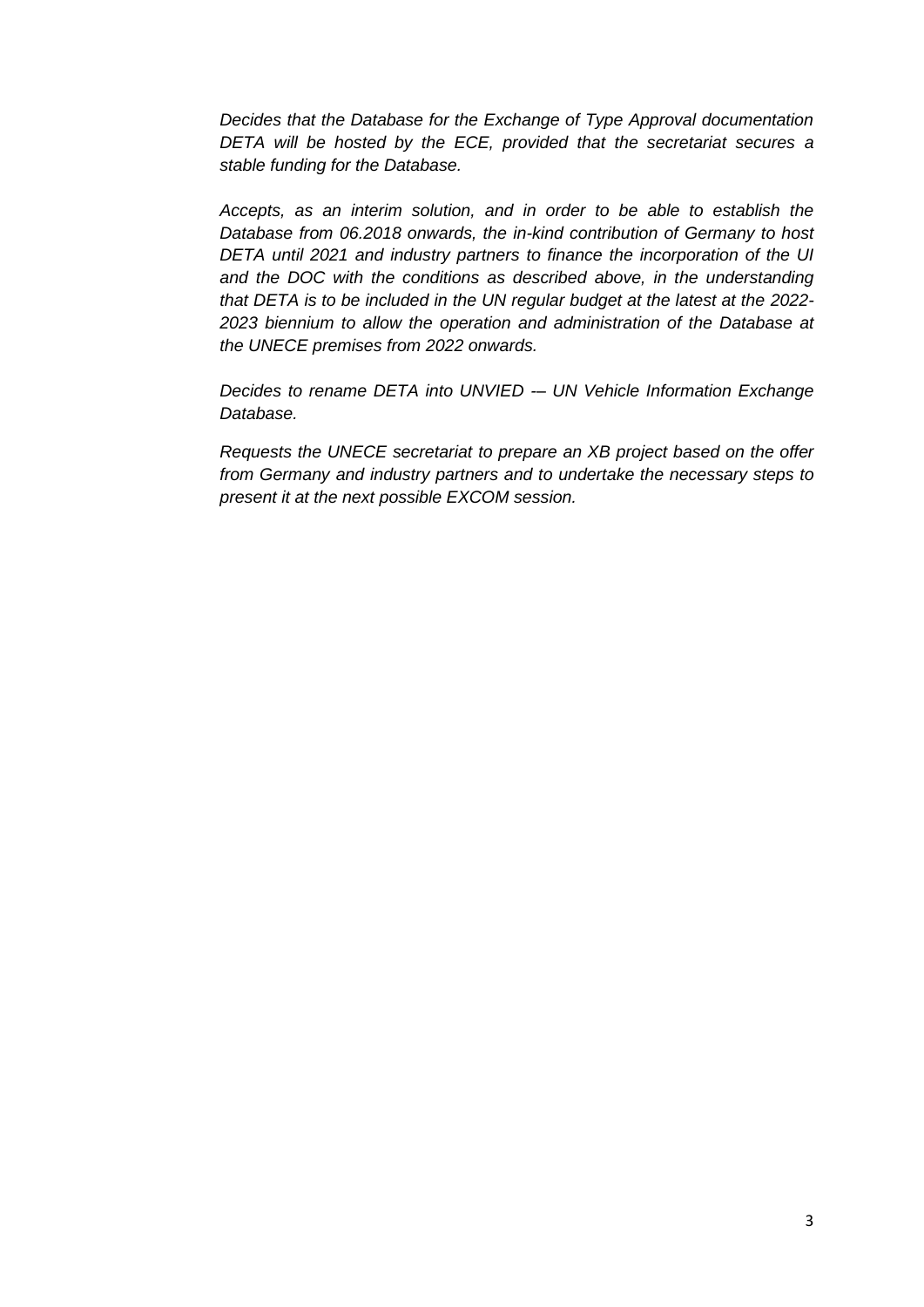*Decides that the Database for the Exchange of Type Approval documentation DETA will be hosted by the ECE, provided that the secretariat secures a stable funding for the Database.*

*Accepts, as an interim solution, and in order to be able to establish the Database from 06.2018 onwards, the in-kind contribution of Germany to host DETA until 2021 and industry partners to finance the incorporation of the UI and the DOC with the conditions as described above, in the understanding that DETA is to be included in the UN regular budget at the latest at the 2022-2023 biennium to allow the operation and administration of the Database at the UNECE premises from 2022 onwards.*

*Decides to rename DETA into UNVIED -– UN Vehicle Information Exchange Database.*

*Requests the UNECE secretariat to prepare an XB project based on the offer from Germany and industry partners and to undertake the necessary steps to present it at the next possible EXCOM session.*